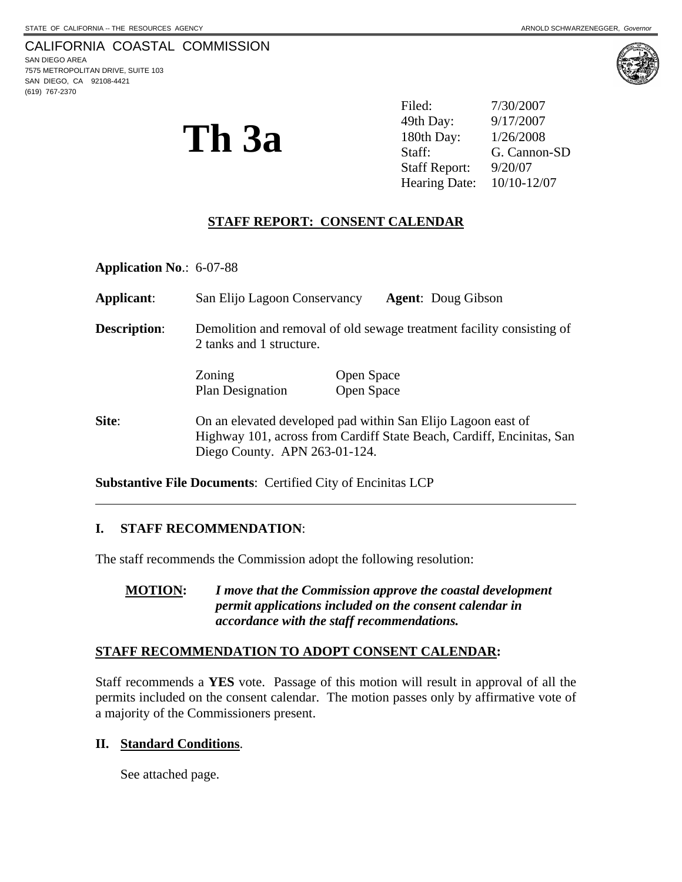STATE OF CALIFORNIA -- THE RESOURCES AGENCY ARNOLD SCHWARZENEGGER, *Governor*

CALIFORNIA COASTAL COMMISSION
SAN DIEGO AREA
7575 METROPOLITAN DRIVE, SUITE 103
SAN DIEGO, CA 92108-4421
(619) 767-2370

# Th 3a

| | |
|---|---|
| Filed: | 7/30/2007 |
| 49th Day: | 9/17/2007 |
| 180th Day: | 1/26/2008 |
| Staff: | G. Cannon-SD |
| Staff Report: | 9/20/07 |
| Hearing Date: | 10/10-12/07 |

## STAFF REPORT: CONSENT CALENDAR

**Application No**.: 6-07-88

**Applicant**: San Elijo Lagoon Conservancy **Agent**: Doug Gibson

**Description**: Demolition and removal of old sewage treatment facility consisting of 2 tanks and 1 structure.

| | |
|---|---|
| Zoning | Open Space |
| Plan Designation | Open Space |

**Site**: On an elevated developed pad within San Elijo Lagoon east of Highway 101, across from Cardiff State Beach, Cardiff, Encinitas, San Diego County. APN 263-01-124.

**Substantive File Documents**: Certified City of Encinitas LCP

---

## I. STAFF RECOMMENDATION:

The staff recommends the Commission adopt the following resolution:

**MOTION:** ***I move that the Commission approve the coastal development permit applications included on the consent calendar in accordance with the staff recommendations.***

### STAFF RECOMMENDATION TO ADOPT CONSENT CALENDAR:

Staff recommends a **YES** vote. Passage of this motion will result in approval of all the permits included on the consent calendar. The motion passes only by affirmative vote of a majority of the Commissioners present.

## II. Standard Conditions.

See attached page.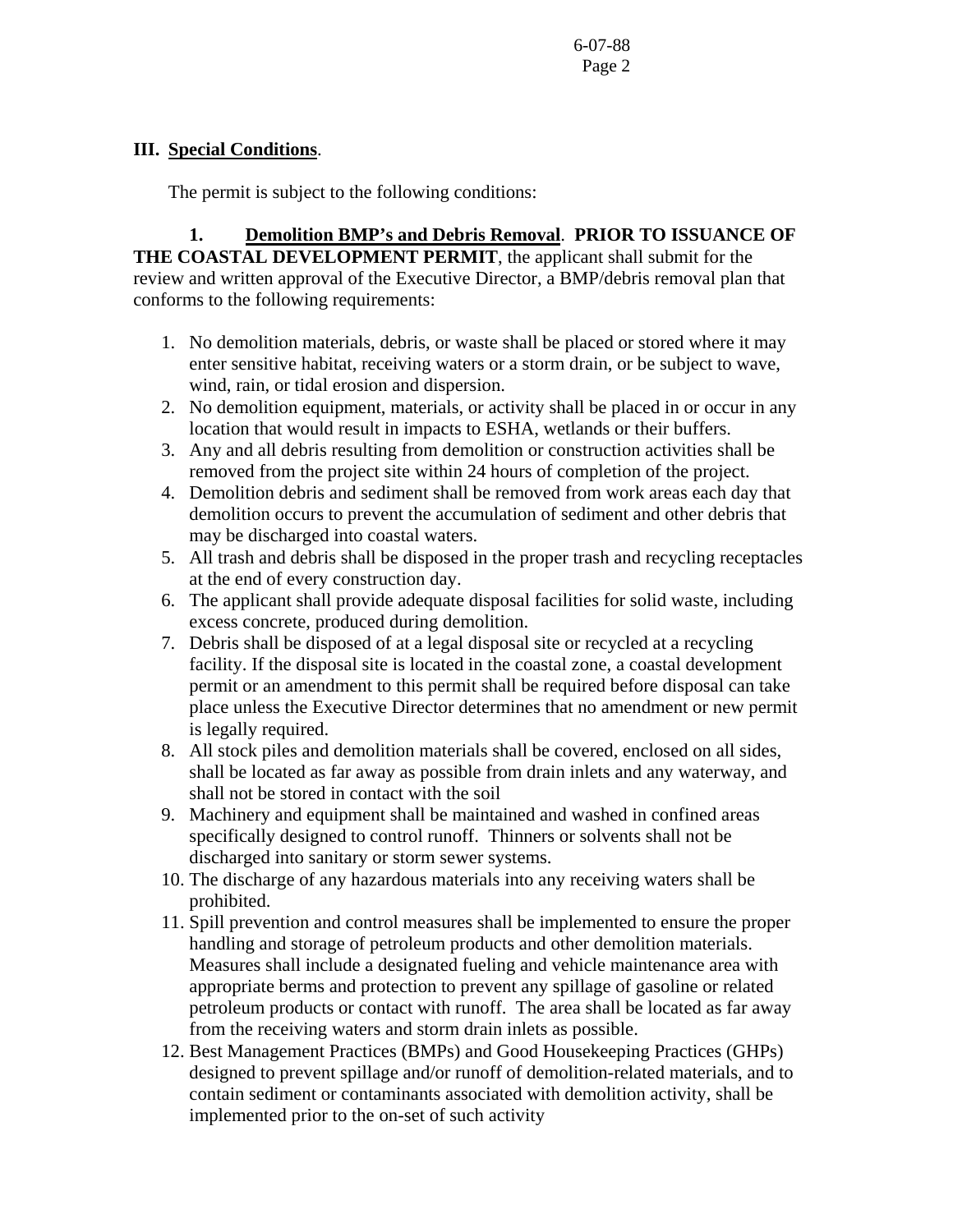## III. Special Conditions.

The permit is subject to the following conditions:

**1. Demolition BMP's and Debris Removal. PRIOR TO ISSUANCE OF THE COASTAL DEVELOPMENT PERMIT**, the applicant shall submit for the review and written approval of the Executive Director, a BMP/debris removal plan that conforms to the following requirements:

1. No demolition materials, debris, or waste shall be placed or stored where it may enter sensitive habitat, receiving waters or a storm drain, or be subject to wave, wind, rain, or tidal erosion and dispersion.
2. No demolition equipment, materials, or activity shall be placed in or occur in any location that would result in impacts to ESHA, wetlands or their buffers.
3. Any and all debris resulting from demolition or construction activities shall be removed from the project site within 24 hours of completion of the project.
4. Demolition debris and sediment shall be removed from work areas each day that demolition occurs to prevent the accumulation of sediment and other debris that may be discharged into coastal waters.
5. All trash and debris shall be disposed in the proper trash and recycling receptacles at the end of every construction day.
6. The applicant shall provide adequate disposal facilities for solid waste, including excess concrete, produced during demolition.
7. Debris shall be disposed of at a legal disposal site or recycled at a recycling facility. If the disposal site is located in the coastal zone, a coastal development permit or an amendment to this permit shall be required before disposal can take place unless the Executive Director determines that no amendment or new permit is legally required.
8. All stock piles and demolition materials shall be covered, enclosed on all sides, shall be located as far away as possible from drain inlets and any waterway, and shall not be stored in contact with the soil
9. Machinery and equipment shall be maintained and washed in confined areas specifically designed to control runoff. Thinners or solvents shall not be discharged into sanitary or storm sewer systems.
10. The discharge of any hazardous materials into any receiving waters shall be prohibited.
11. Spill prevention and control measures shall be implemented to ensure the proper handling and storage of petroleum products and other demolition materials. Measures shall include a designated fueling and vehicle maintenance area with appropriate berms and protection to prevent any spillage of gasoline or related petroleum products or contact with runoff. The area shall be located as far away from the receiving waters and storm drain inlets as possible.
12. Best Management Practices (BMPs) and Good Housekeeping Practices (GHPs) designed to prevent spillage and/or runoff of demolition-related materials, and to contain sediment or contaminants associated with demolition activity, shall be implemented prior to the on-set of such activity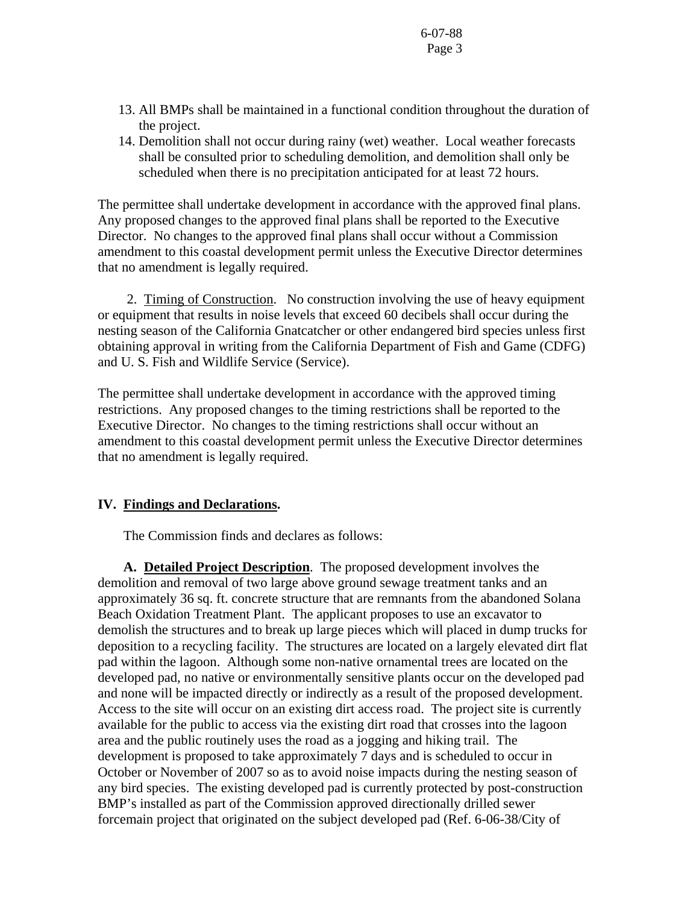13. All BMPs shall be maintained in a functional condition throughout the duration of the project.
14. Demolition shall not occur during rainy (wet) weather. Local weather forecasts shall be consulted prior to scheduling demolition, and demolition shall only be scheduled when there is no precipitation anticipated for at least 72 hours.

The permittee shall undertake development in accordance with the approved final plans. Any proposed changes to the approved final plans shall be reported to the Executive Director. No changes to the approved final plans shall occur without a Commission amendment to this coastal development permit unless the Executive Director determines that no amendment is legally required.

2. Timing of Construction. No construction involving the use of heavy equipment or equipment that results in noise levels that exceed 60 decibels shall occur during the nesting season of the California Gnatcatcher or other endangered bird species unless first obtaining approval in writing from the California Department of Fish and Game (CDFG) and U. S. Fish and Wildlife Service (Service).

The permittee shall undertake development in accordance with the approved timing restrictions. Any proposed changes to the timing restrictions shall be reported to the Executive Director. No changes to the timing restrictions shall occur without an amendment to this coastal development permit unless the Executive Director determines that no amendment is legally required.

## IV. Findings and Declarations.

The Commission finds and declares as follows:

**A. Detailed Project Description**. The proposed development involves the demolition and removal of two large above ground sewage treatment tanks and an approximately 36 sq. ft. concrete structure that are remnants from the abandoned Solana Beach Oxidation Treatment Plant. The applicant proposes to use an excavator to demolish the structures and to break up large pieces which will placed in dump trucks for deposition to a recycling facility. The structures are located on a largely elevated dirt flat pad within the lagoon. Although some non-native ornamental trees are located on the developed pad, no native or environmentally sensitive plants occur on the developed pad and none will be impacted directly or indirectly as a result of the proposed development. Access to the site will occur on an existing dirt access road. The project site is currently available for the public to access via the existing dirt road that crosses into the lagoon area and the public routinely uses the road as a jogging and hiking trail. The development is proposed to take approximately 7 days and is scheduled to occur in October or November of 2007 so as to avoid noise impacts during the nesting season of any bird species. The existing developed pad is currently protected by post-construction BMP's installed as part of the Commission approved directionally drilled sewer forcemain project that originated on the subject developed pad (Ref. 6-06-38/City of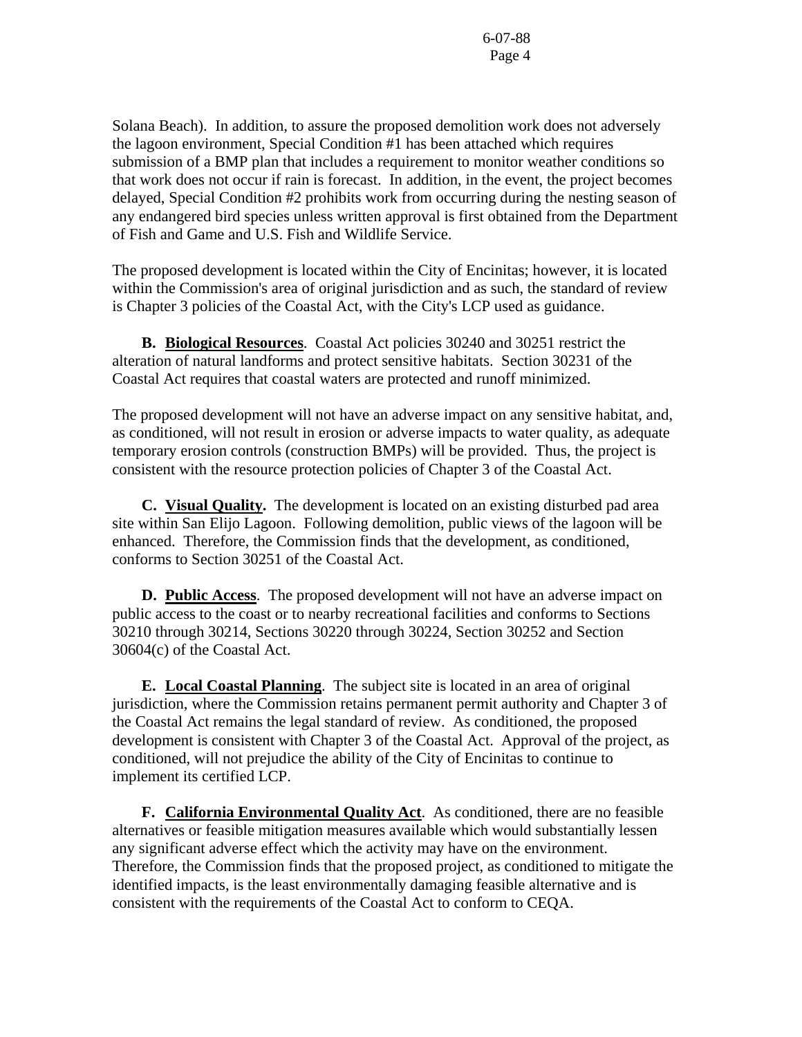Solana Beach). In addition, to assure the proposed demolition work does not adversely the lagoon environment, Special Condition #1 has been attached which requires submission of a BMP plan that includes a requirement to monitor weather conditions so that work does not occur if rain is forecast. In addition, in the event, the project becomes delayed, Special Condition #2 prohibits work from occurring during the nesting season of any endangered bird species unless written approval is first obtained from the Department of Fish and Game and U.S. Fish and Wildlife Service.

The proposed development is located within the City of Encinitas; however, it is located within the Commission's area of original jurisdiction and as such, the standard of review is Chapter 3 policies of the Coastal Act, with the City's LCP used as guidance.

**B. Biological Resources**. Coastal Act policies 30240 and 30251 restrict the alteration of natural landforms and protect sensitive habitats. Section 30231 of the Coastal Act requires that coastal waters are protected and runoff minimized.

The proposed development will not have an adverse impact on any sensitive habitat, and, as conditioned, will not result in erosion or adverse impacts to water quality, as adequate temporary erosion controls (construction BMPs) will be provided. Thus, the project is consistent with the resource protection policies of Chapter 3 of the Coastal Act.

**C. Visual Quality.** The development is located on an existing disturbed pad area site within San Elijo Lagoon. Following demolition, public views of the lagoon will be enhanced. Therefore, the Commission finds that the development, as conditioned, conforms to Section 30251 of the Coastal Act.

**D. Public Access**. The proposed development will not have an adverse impact on public access to the coast or to nearby recreational facilities and conforms to Sections 30210 through 30214, Sections 30220 through 30224, Section 30252 and Section 30604(c) of the Coastal Act.

**E. Local Coastal Planning**. The subject site is located in an area of original jurisdiction, where the Commission retains permanent permit authority and Chapter 3 of the Coastal Act remains the legal standard of review. As conditioned, the proposed development is consistent with Chapter 3 of the Coastal Act. Approval of the project, as conditioned, will not prejudice the ability of the City of Encinitas to continue to implement its certified LCP.

**F. California Environmental Quality Act**. As conditioned, there are no feasible alternatives or feasible mitigation measures available which would substantially lessen any significant adverse effect which the activity may have on the environment. Therefore, the Commission finds that the proposed project, as conditioned to mitigate the identified impacts, is the least environmentally damaging feasible alternative and is consistent with the requirements of the Coastal Act to conform to CEQA.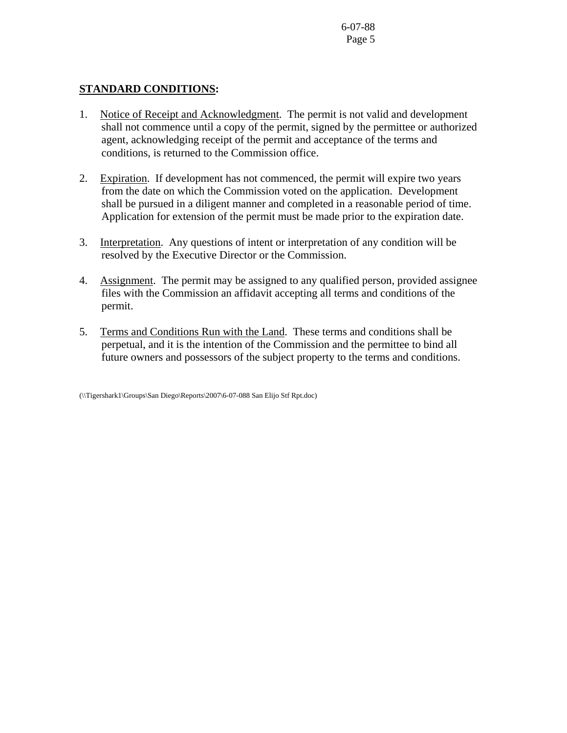**<u>STANDARD CONDITIONS</u>:**

1. <u>Notice of Receipt and Acknowledgment</u>. The permit is not valid and development shall not commence until a copy of the permit, signed by the permittee or authorized agent, acknowledging receipt of the permit and acceptance of the terms and conditions, is returned to the Commission office.

2. <u>Expiration</u>. If development has not commenced, the permit will expire two years from the date on which the Commission voted on the application. Development shall be pursued in a diligent manner and completed in a reasonable period of time. Application for extension of the permit must be made prior to the expiration date.

3. <u>Interpretation</u>. Any questions of intent or interpretation of any condition will be resolved by the Executive Director or the Commission.

4. <u>Assignment</u>. The permit may be assigned to any qualified person, provided assignee files with the Commission an affidavit accepting all terms and conditions of the permit.

5. <u>Terms and Conditions Run with the Land</u>. These terms and conditions shall be perpetual, and it is the intention of the Commission and the permittee to bind all future owners and possessors of the subject property to the terms and conditions.

(\\Tigershark1\Groups\San Diego\Reports\2007\6-07-088 San Elijo Stf Rpt.doc)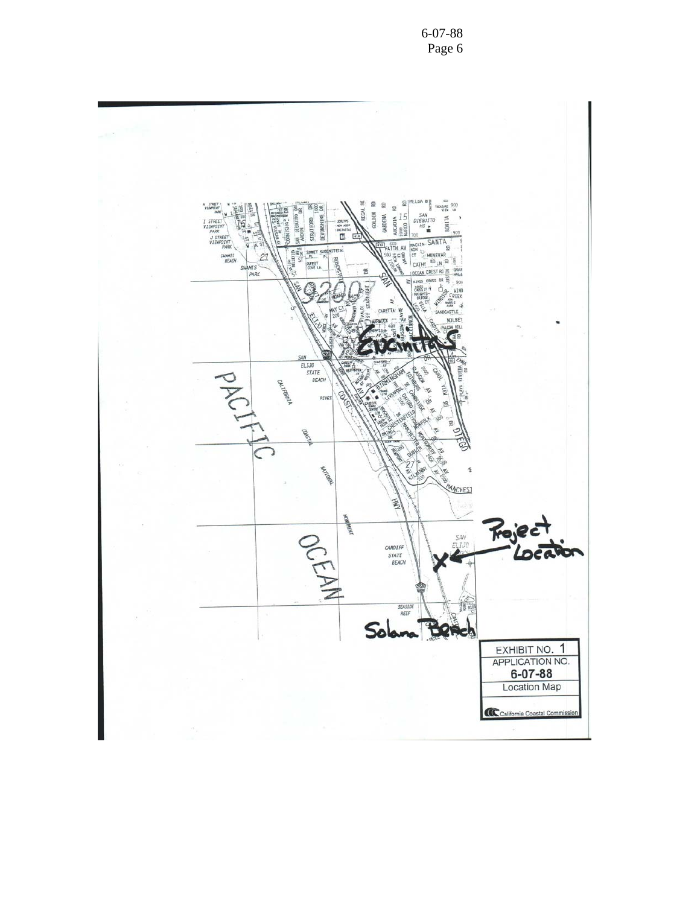Project Location

Encinitas

Solana Beach

EXHIBIT NO. 1
APPLICATION NO.
**6-07-88**
Location Map

California Coastal Commission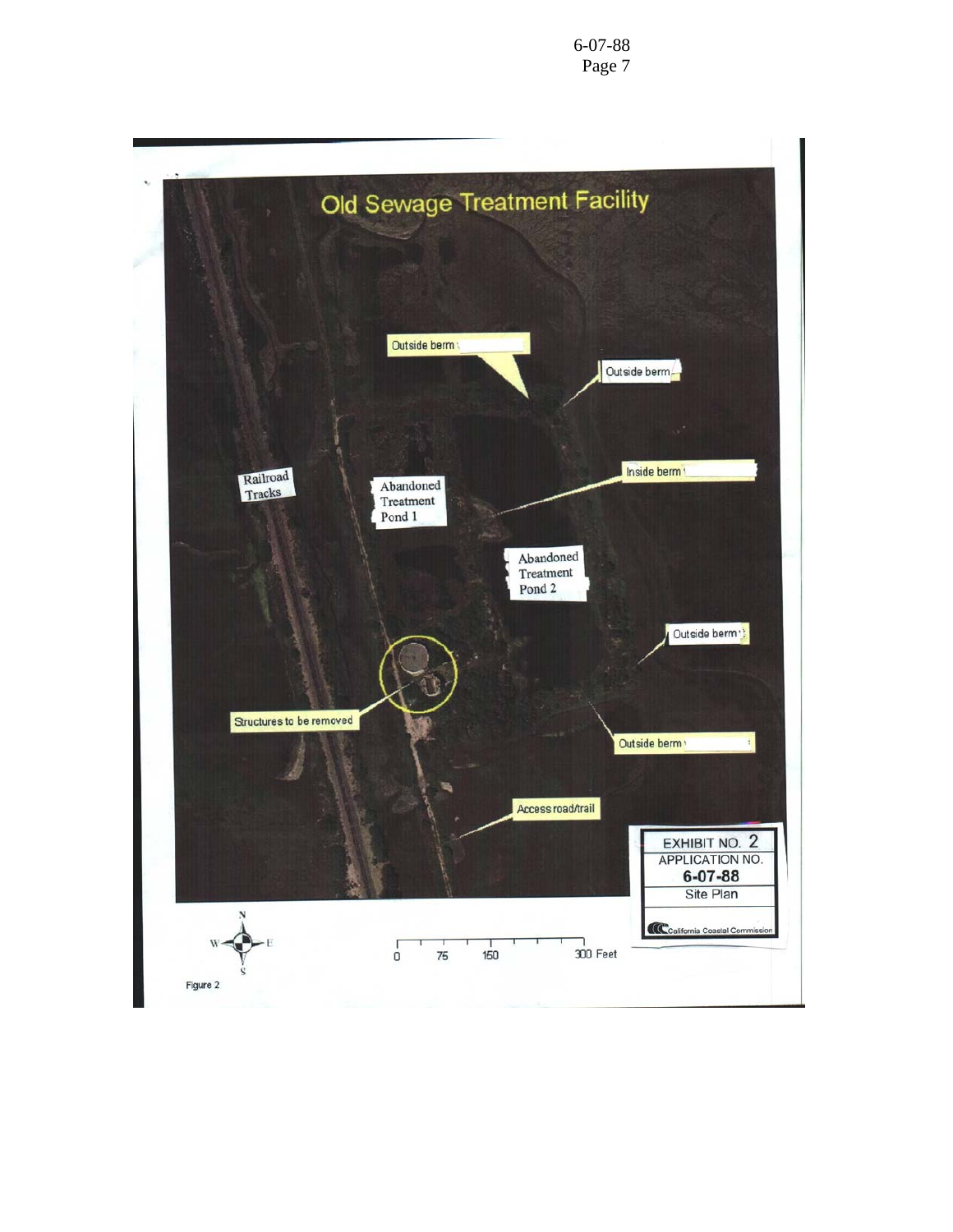Old Sewage Treatment Facility

Outside berm

Outside berm

Inside berm

Railroad Tracks

Abandoned Treatment Pond 1

Abandoned Treatment Pond 2

Outside berm

Structures to be removed

Outside berm

Access road/trail

EXHIBIT NO. 2
APPLICATION NO.
6-07-88
Site Plan
California Coastal Commission

N W E S

0 75 150 300 Feet

Figure 2